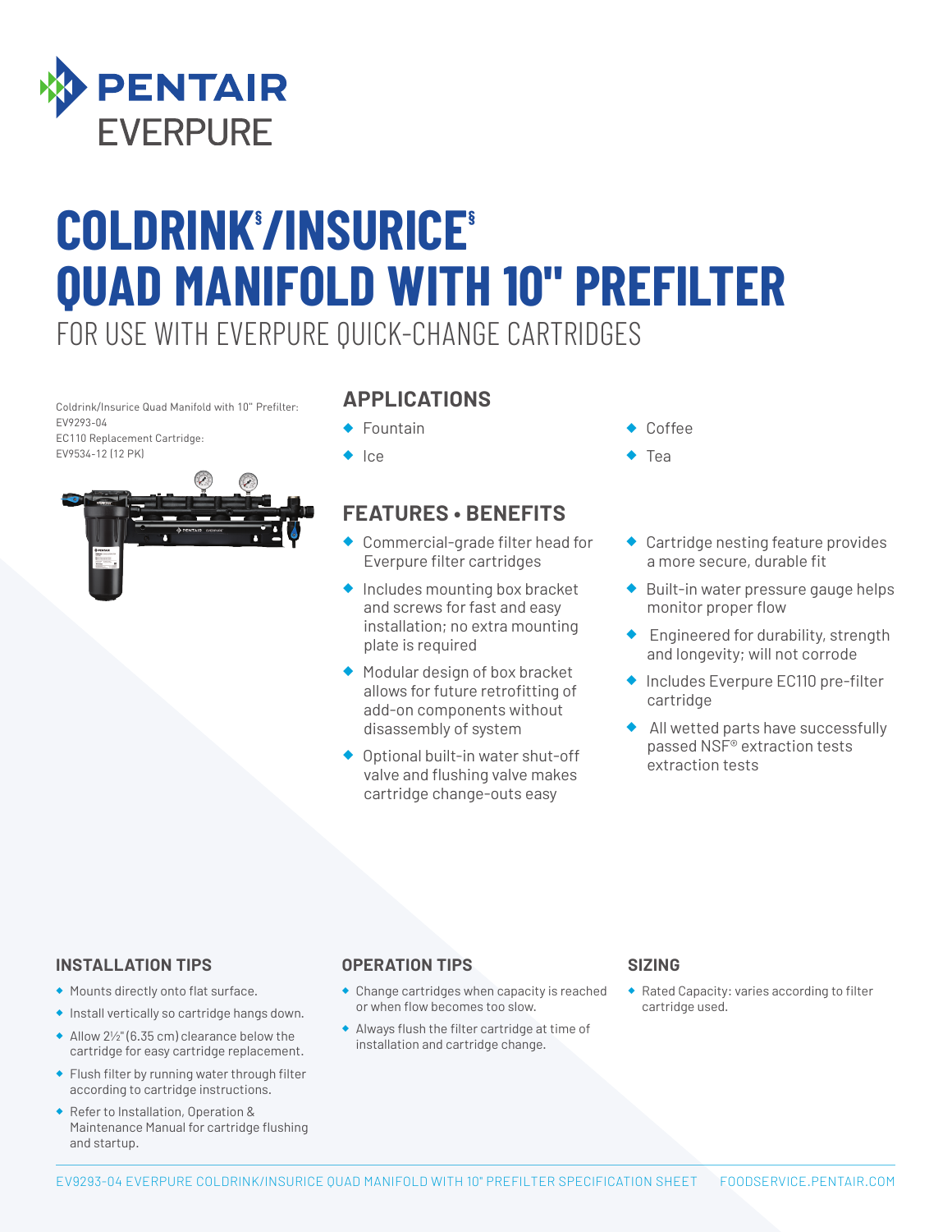PENTAIR EVERPURE

# COLDRINK§/INSURICE§ QUAD MANIFOLD WITH 10" PREFILTER

FOR USE WITH EVERPURE QUICK-CHANGE CARTRIDGES

Coldrink/Insurice Quad Manifold with 10" Prefilter: EV9293-04
EC110 Replacement Cartridge: EV9534-12 (12 PK)

## APPLICATIONS

- Fountain
- Ice
- Coffee
- Tea

## FEATURES • BENEFITS

- Commercial-grade filter head for Everpure filter cartridges
- Includes mounting box bracket and screws for fast and easy installation; no extra mounting plate is required
- Modular design of box bracket allows for future retrofitting of add-on components without disassembly of system
- Optional built-in water shut-off valve and flushing valve makes cartridge change-outs easy
- Cartridge nesting feature provides a more secure, durable fit
- Built-in water pressure gauge helps monitor proper flow
- Engineered for durability, strength and longevity; will not corrode
- Includes Everpure EC110 pre-filter cartridge
- All wetted parts have successfully passed NSF® extraction tests extraction tests

### INSTALLATION TIPS

- Mounts directly onto flat surface.
- Install vertically so cartridge hangs down.
- Allow 2½" (6.35 cm) clearance below the cartridge for easy cartridge replacement.
- Flush filter by running water through filter according to cartridge instructions.
- Refer to Installation, Operation & Maintenance Manual for cartridge flushing and startup.

### OPERATION TIPS

- Change cartridges when capacity is reached or when flow becomes too slow.
- Always flush the filter cartridge at time of installation and cartridge change.

### SIZING

- Rated Capacity: varies according to filter cartridge used.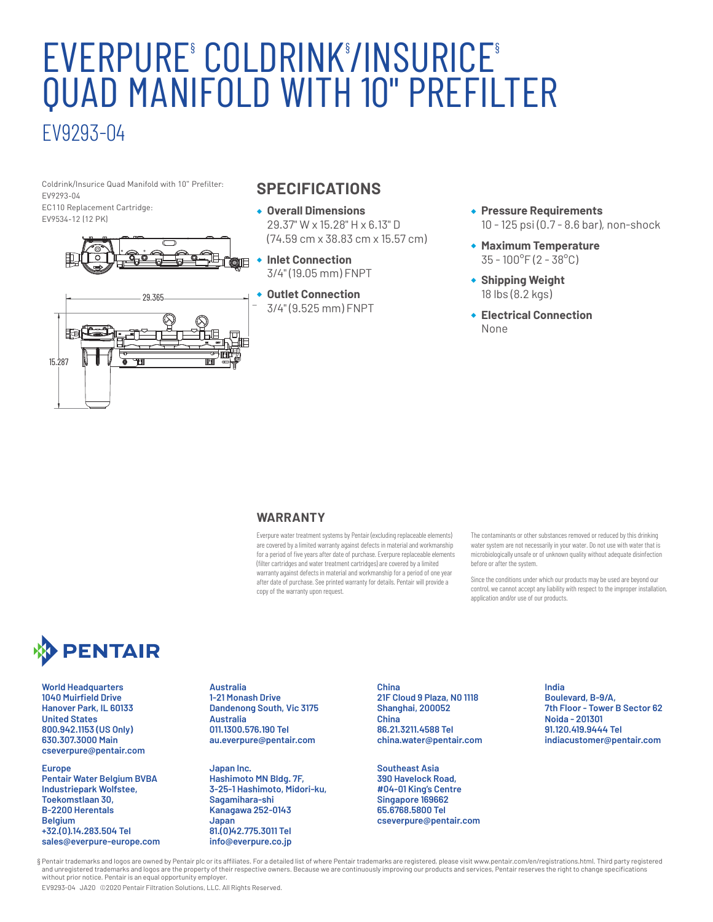# EVERPURE§ COLDRINK§/INSURICE§ QUAD MANIFOLD WITH 10" PREFILTER

## EV9293-04

Coldrink/Insurice Quad Manifold with 10" Prefilter: EV9293-04
EC110 Replacement Cartridge: EV9534-12 (12 PK)

29.365

15.287

## SPECIFICATIONS

- **Overall Dimensions**
  29.37" W x 15.28" H x 6.13" D
  (74.59 cm x 38.83 cm x 15.57 cm)
- **Inlet Connection**
  3/4" (19.05 mm) FNPT
- **Outlet Connection**
  3/4" (9.525 mm) FNPT
- **Pressure Requirements**
  10 - 125 psi (0.7 - 8.6 bar), non-shock
- **Maximum Temperature**
  35 - 100°F (2 - 38°C)
- **Shipping Weight**
  18 lbs (8.2 kgs)
- **Electrical Connection**
  None

## WARRANTY

Everpure water treatment systems by Pentair (excluding replaceable elements) are covered by a limited warranty against defects in material and workmanship for a period of five years after date of purchase. Everpure replaceable elements (filter cartridges and water treatment cartridges) are covered by a limited warranty against defects in material and workmanship for a period of one year after date of purchase. See printed warranty for details. Pentair will provide a copy of the warranty upon request.

The contaminants or other substances removed or reduced by this drinking water system are not necessarily in your water. Do not use with water that is microbiologically unsafe or of unknown quality without adequate disinfection before or after the system.

Since the conditions under which our products may be used are beyond our control, we cannot accept any liability with respect to the improper installation, application and/or use of our products.

PENTAIR

**World Headquarters**
**1040 Muirfield Drive**
**Hanover Park, IL 60133**
**United States**
**800.942.1153 (US Only)**
**630.307.3000 Main**
**cseverpure@pentair.com**

**Europe**
**Pentair Water Belgium BVBA**
**Industriepark Wolfstee,**
**Toekomstlaan 30,**
**B-2200 Herentals**
**Belgium**
**+32.(0).14.283.504 Tel**
**sales@everpure-europe.com**

**Australia**
**1-21 Monash Drive**
**Dandenong South, Vic 3175**
**Australia**
**011.1300.576.190 Tel**
**au.everpure@pentair.com**

**Japan Inc.**
**Hashimoto MN Bldg. 7F,**
**3-25-1 Hashimoto, Midori-ku,**
**Sagamihara-shi**
**Kanagawa 252-0143**
**Japan**
**81.(0)42.775.3011 Tel**
**info@everpure.co.jp**

**China**
**21F Cloud 9 Plaza, NO 1118**
**Shanghai, 200052**
**China**
**86.21.3211.4588 Tel**
**china.water@pentair.com**

**Southeast Asia**
**390 Havelock Road,**
**#04-01 King's Centre**
**Singapore 169662**
**65.6768.5800 Tel**
**cseverpure@pentair.com**

**India**
**Boulevard, B-9/A,**
**7th Floor - Tower B Sector 62**
**Noida - 201301**
**91.120.419.9444 Tel**
**indiacustomer@pentair.com**

§ Pentair trademarks and logos are owned by Pentair plc or its affiliates. For a detailed list of where Pentair trademarks are registered, please visit www.pentair.com/en/registrations.html. Third party registered and unregistered trademarks and logos are the property of their respective owners. Because we are continuously improving our products and services, Pentair reserves the right to change specifications without prior notice. Pentair is an equal opportunity employer.

EV9293-04 JA20 ©2020 Pentair Filtration Solutions, LLC. All Rights Reserved.